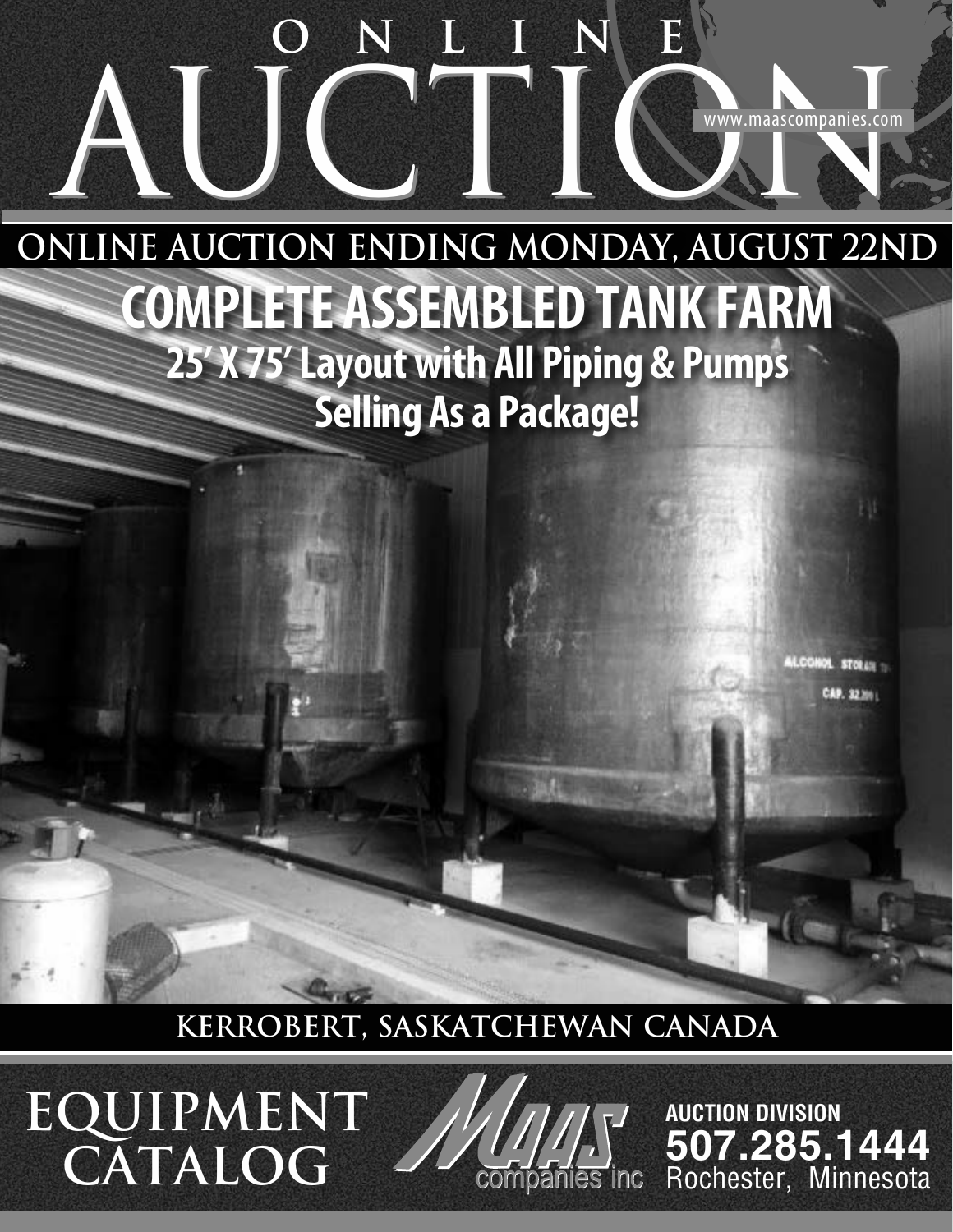# ONLINE AUCTION

www.maascompanies.com

## ONLINE AUCTION ENDING MONDAY, AUGUST 22ND

## COMPLETE ASSEMBLED TANK FARM

### 25' X 75' Layout with All Piping & Pumps

### Selling As a Package!

## KERROBERT, SASKATCHEWAN CANADA

## EQUIPMENT CATALOG

MAAS companies inc

**AUCTION DIVISION**

**507.285.1444**

Rochester, Minnesota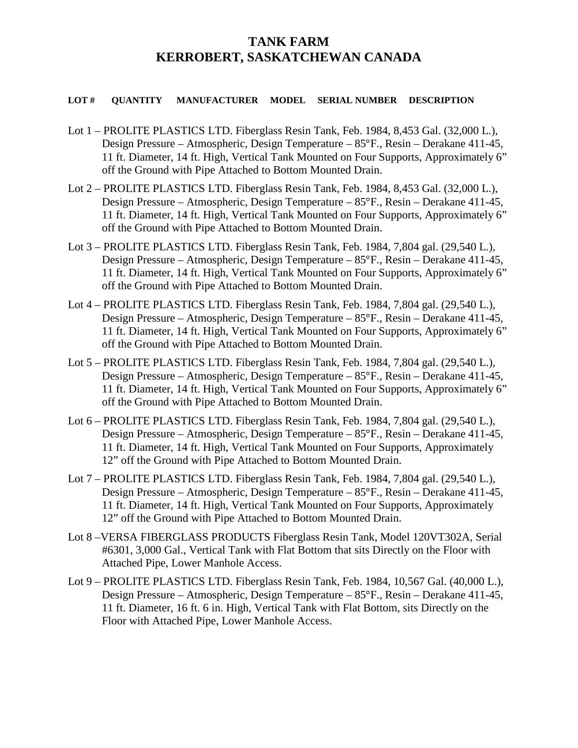# TANK FARM
# KERROBERT, SASKATCHEWAN CANADA

**LOT # QUANTITY MANUFACTURER MODEL SERIAL NUMBER DESCRIPTION**

Lot 1 – PROLITE PLASTICS LTD. Fiberglass Resin Tank, Feb. 1984, 8,453 Gal. (32,000 L.), Design Pressure – Atmospheric, Design Temperature – 85°F., Resin – Derakane 411-45, 11 ft. Diameter, 14 ft. High, Vertical Tank Mounted on Four Supports, Approximately 6" off the Ground with Pipe Attached to Bottom Mounted Drain.

Lot 2 – PROLITE PLASTICS LTD. Fiberglass Resin Tank, Feb. 1984, 8,453 Gal. (32,000 L.), Design Pressure – Atmospheric, Design Temperature – 85°F., Resin – Derakane 411-45, 11 ft. Diameter, 14 ft. High, Vertical Tank Mounted on Four Supports, Approximately 6" off the Ground with Pipe Attached to Bottom Mounted Drain.

Lot 3 – PROLITE PLASTICS LTD. Fiberglass Resin Tank, Feb. 1984, 7,804 gal. (29,540 L.), Design Pressure – Atmospheric, Design Temperature – 85°F., Resin – Derakane 411-45, 11 ft. Diameter, 14 ft. High, Vertical Tank Mounted on Four Supports, Approximately 6" off the Ground with Pipe Attached to Bottom Mounted Drain.

Lot 4 – PROLITE PLASTICS LTD. Fiberglass Resin Tank, Feb. 1984, 7,804 gal. (29,540 L.), Design Pressure – Atmospheric, Design Temperature – 85°F., Resin – Derakane 411-45, 11 ft. Diameter, 14 ft. High, Vertical Tank Mounted on Four Supports, Approximately 6" off the Ground with Pipe Attached to Bottom Mounted Drain.

Lot 5 – PROLITE PLASTICS LTD. Fiberglass Resin Tank, Feb. 1984, 7,804 gal. (29,540 L.), Design Pressure – Atmospheric, Design Temperature – 85°F., Resin – Derakane 411-45, 11 ft. Diameter, 14 ft. High, Vertical Tank Mounted on Four Supports, Approximately 6" off the Ground with Pipe Attached to Bottom Mounted Drain.

Lot 6 – PROLITE PLASTICS LTD. Fiberglass Resin Tank, Feb. 1984, 7,804 gal. (29,540 L.), Design Pressure – Atmospheric, Design Temperature – 85°F., Resin – Derakane 411-45, 11 ft. Diameter, 14 ft. High, Vertical Tank Mounted on Four Supports, Approximately 12" off the Ground with Pipe Attached to Bottom Mounted Drain.

Lot 7 – PROLITE PLASTICS LTD. Fiberglass Resin Tank, Feb. 1984, 7,804 gal. (29,540 L.), Design Pressure – Atmospheric, Design Temperature – 85°F., Resin – Derakane 411-45, 11 ft. Diameter, 14 ft. High, Vertical Tank Mounted on Four Supports, Approximately 12" off the Ground with Pipe Attached to Bottom Mounted Drain.

Lot 8 –VERSA FIBERGLASS PRODUCTS Fiberglass Resin Tank, Model 120VT302A, Serial #6301, 3,000 Gal., Vertical Tank with Flat Bottom that sits Directly on the Floor with Attached Pipe, Lower Manhole Access.

Lot 9 – PROLITE PLASTICS LTD. Fiberglass Resin Tank, Feb. 1984, 10,567 Gal. (40,000 L.), Design Pressure – Atmospheric, Design Temperature – 85°F., Resin – Derakane 411-45, 11 ft. Diameter, 16 ft. 6 in. High, Vertical Tank with Flat Bottom, sits Directly on the Floor with Attached Pipe, Lower Manhole Access.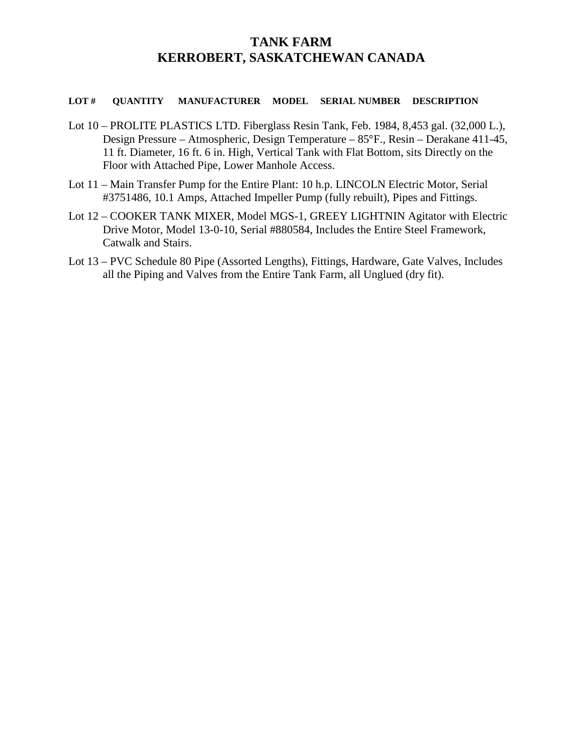# TANK FARM
# KERROBERT, SASKATCHEWAN CANADA

**LOT # QUANTITY MANUFACTURER MODEL SERIAL NUMBER DESCRIPTION**

Lot 10 – PROLITE PLASTICS LTD. Fiberglass Resin Tank, Feb. 1984, 8,453 gal. (32,000 L.), Design Pressure – Atmospheric, Design Temperature – 85°F., Resin – Derakane 411-45, 11 ft. Diameter, 16 ft. 6 in. High, Vertical Tank with Flat Bottom, sits Directly on the Floor with Attached Pipe, Lower Manhole Access.

Lot 11 – Main Transfer Pump for the Entire Plant: 10 h.p. LINCOLN Electric Motor, Serial #3751486, 10.1 Amps, Attached Impeller Pump (fully rebuilt), Pipes and Fittings.

Lot 12 – COOKER TANK MIXER, Model MGS-1, GREEY LIGHTNIN Agitator with Electric Drive Motor, Model 13-0-10, Serial #880584, Includes the Entire Steel Framework, Catwalk and Stairs.

Lot 13 – PVC Schedule 80 Pipe (Assorted Lengths), Fittings, Hardware, Gate Valves, Includes all the Piping and Valves from the Entire Tank Farm, all Unglued (dry fit).